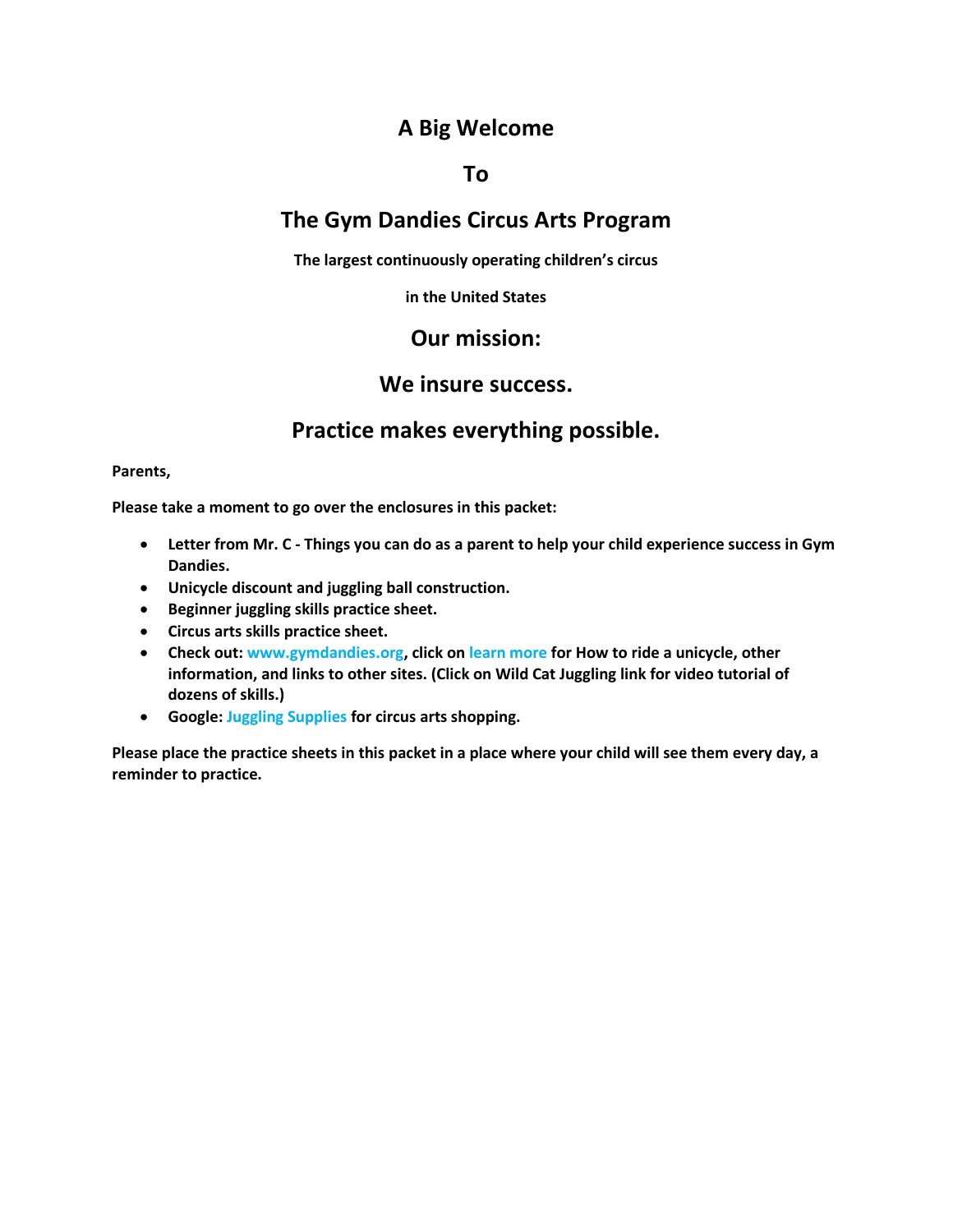# A Big Welcome

# To

# The Gym Dandies Circus Arts Program

**The largest continuously operating children's circus**

**in the United States**

## Our mission:

## We insure success.

## Practice makes everything possible.

**Parents,**

**Please take a moment to go over the enclosures in this packet:**

- **Letter from Mr. C - Things you can do as a parent to help your child experience success in Gym Dandies.**
- **Unicycle discount and juggling ball construction.**
- **Beginner juggling skills practice sheet.**
- **Circus arts skills practice sheet.**
- **Check out: www.gymdandies.org, click on learn more for How to ride a unicycle, other information, and links to other sites. (Click on Wild Cat Juggling link for video tutorial of dozens of skills.)**
- **Google: Juggling Supplies for circus arts shopping.**

**Please place the practice sheets in this packet in a place where your child will see them every day, a reminder to practice.**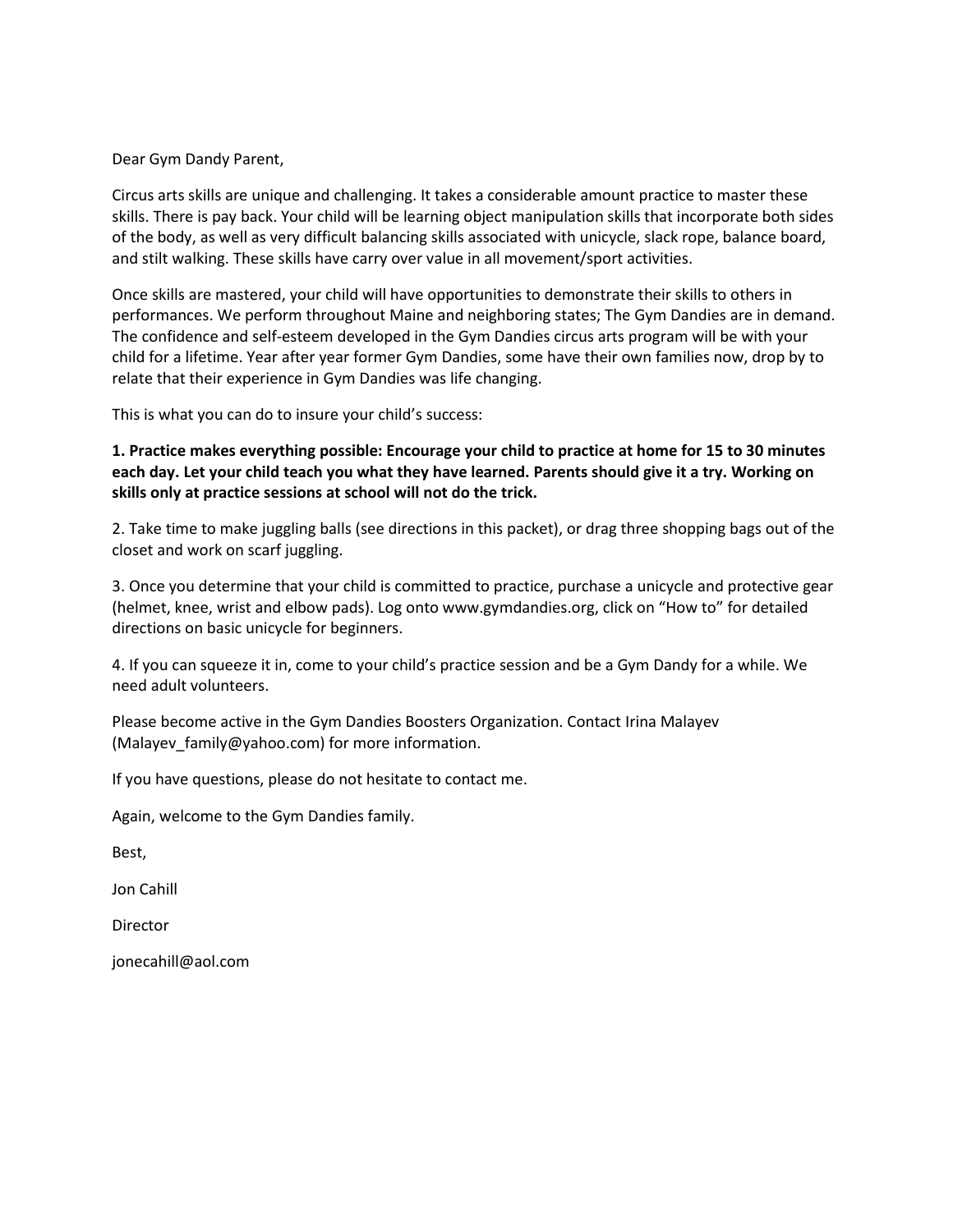Dear Gym Dandy Parent,

Circus arts skills are unique and challenging. It takes a considerable amount practice to master these skills. There is pay back. Your child will be learning object manipulation skills that incorporate both sides of the body, as well as very difficult balancing skills associated with unicycle, slack rope, balance board, and stilt walking. These skills have carry over value in all movement/sport activities.

Once skills are mastered, your child will have opportunities to demonstrate their skills to others in performances. We perform throughout Maine and neighboring states; The Gym Dandies are in demand. The confidence and self-esteem developed in the Gym Dandies circus arts program will be with your child for a lifetime. Year after year former Gym Dandies, some have their own families now, drop by to relate that their experience in Gym Dandies was life changing.

This is what you can do to insure your child's success:

**1. Practice makes everything possible: Encourage your child to practice at home for 15 to 30 minutes each day. Let your child teach you what they have learned. Parents should give it a try. Working on skills only at practice sessions at school will not do the trick.**

2. Take time to make juggling balls (see directions in this packet), or drag three shopping bags out of the closet and work on scarf juggling.

3. Once you determine that your child is committed to practice, purchase a unicycle and protective gear (helmet, knee, wrist and elbow pads). Log onto www.gymdandies.org, click on "How to" for detailed directions on basic unicycle for beginners.

4. If you can squeeze it in, come to your child's practice session and be a Gym Dandy for a while. We need adult volunteers.

Please become active in the Gym Dandies Boosters Organization. Contact Irina Malayev (Malayev_family@yahoo.com) for more information.

If you have questions, please do not hesitate to contact me.

Again, welcome to the Gym Dandies family.

Best,

Jon Cahill

Director

jonecahill@aol.com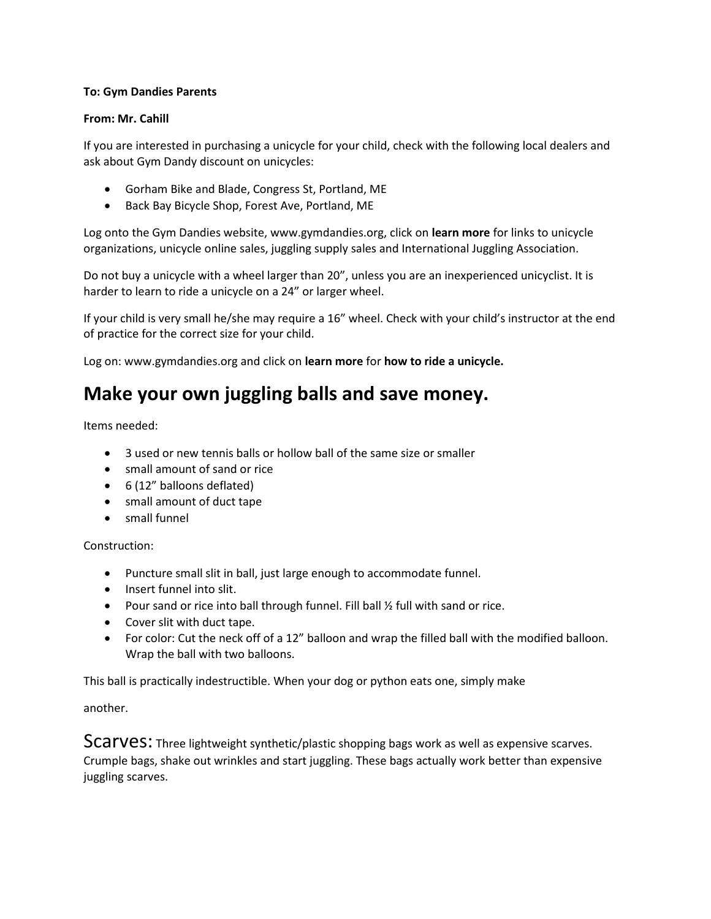**To: Gym Dandies Parents**

**From: Mr. Cahill**

If you are interested in purchasing a unicycle for your child, check with the following local dealers and ask about Gym Dandy discount on unicycles:

- Gorham Bike and Blade, Congress St, Portland, ME
- Back Bay Bicycle Shop, Forest Ave, Portland, ME

Log onto the Gym Dandies website, www.gymdandies.org, click on **learn more** for links to unicycle organizations, unicycle online sales, juggling supply sales and International Juggling Association.

Do not buy a unicycle with a wheel larger than 20", unless you are an inexperienced unicyclist. It is harder to learn to ride a unicycle on a 24" or larger wheel.

If your child is very small he/she may require a 16" wheel. Check with your child's instructor at the end of practice for the correct size for your child.

Log on: www.gymdandies.org and click on **learn more** for **how to ride a unicycle.**

# Make your own juggling balls and save money.

Items needed:

- 3 used or new tennis balls or hollow ball of the same size or smaller
- small amount of sand or rice
- 6 (12" balloons deflated)
- small amount of duct tape
- small funnel

Construction:

- Puncture small slit in ball, just large enough to accommodate funnel.
- Insert funnel into slit.
- Pour sand or rice into ball through funnel. Fill ball ½ full with sand or rice.
- Cover slit with duct tape.
- For color: Cut the neck off of a 12" balloon and wrap the filled ball with the modified balloon. Wrap the ball with two balloons.

This ball is practically indestructible. When your dog or python eats one, simply make

another.

Scarves: Three lightweight synthetic/plastic shopping bags work as well as expensive scarves. Crumple bags, shake out wrinkles and start juggling. These bags actually work better than expensive juggling scarves.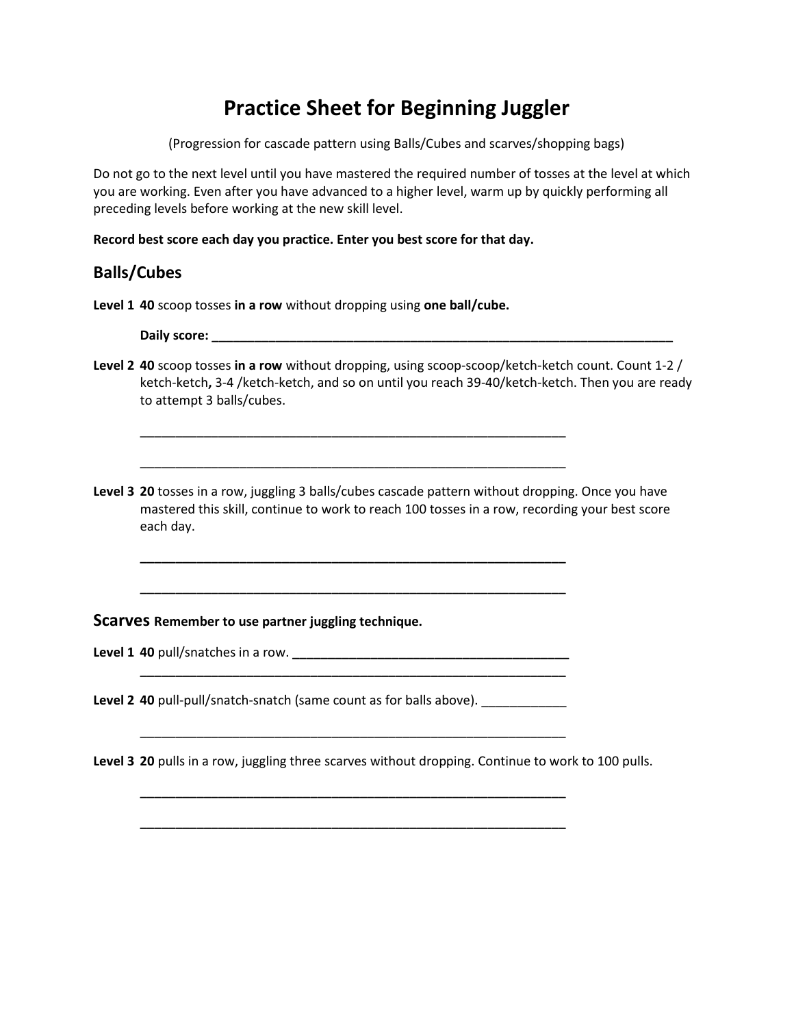# Practice Sheet for Beginning Juggler

(Progression for cascade pattern using Balls/Cubes and scarves/shopping bags)

Do not go to the next level until you have mastered the required number of tosses at the level at which you are working. Even after you have advanced to a higher level, warm up by quickly performing all preceding levels before working at the new skill level.

**Record best score each day you practice. Enter you best score for that day.**

## Balls/Cubes

**Level 1** **40** scoop tosses **in a row** without dropping using **one ball/cube.**

**Daily score: ____________________________________________________________**

**Level 2** **40** scoop tosses **in a row** without dropping, using scoop-scoop/ketch-ketch count. Count 1-2 / ketch-ketch**,** 3-4 /ketch-ketch, and so on until you reach 39-40/ketch-ketch. Then you are ready to attempt 3 balls/cubes.

____________________________________________________________

____________________________________________________________

**Level 3** **20** tosses in a row, juggling 3 balls/cubes cascade pattern without dropping. Once you have mastered this skill, continue to work to reach 100 tosses in a row, recording your best score each day.

____________________________________________________________

____________________________________________________________

## Scarves **Remember to use partner juggling technique.**

**Level 1** **40** pull/snatches in a row. ______________________________________

____________________________________________________________

**Level 2** **40** pull-pull/snatch-snatch (same count as for balls above). ____________

____________________________________________________________

**Level 3** **20** pulls in a row, juggling three scarves without dropping. Continue to work to 100 pulls.

____________________________________________________________

____________________________________________________________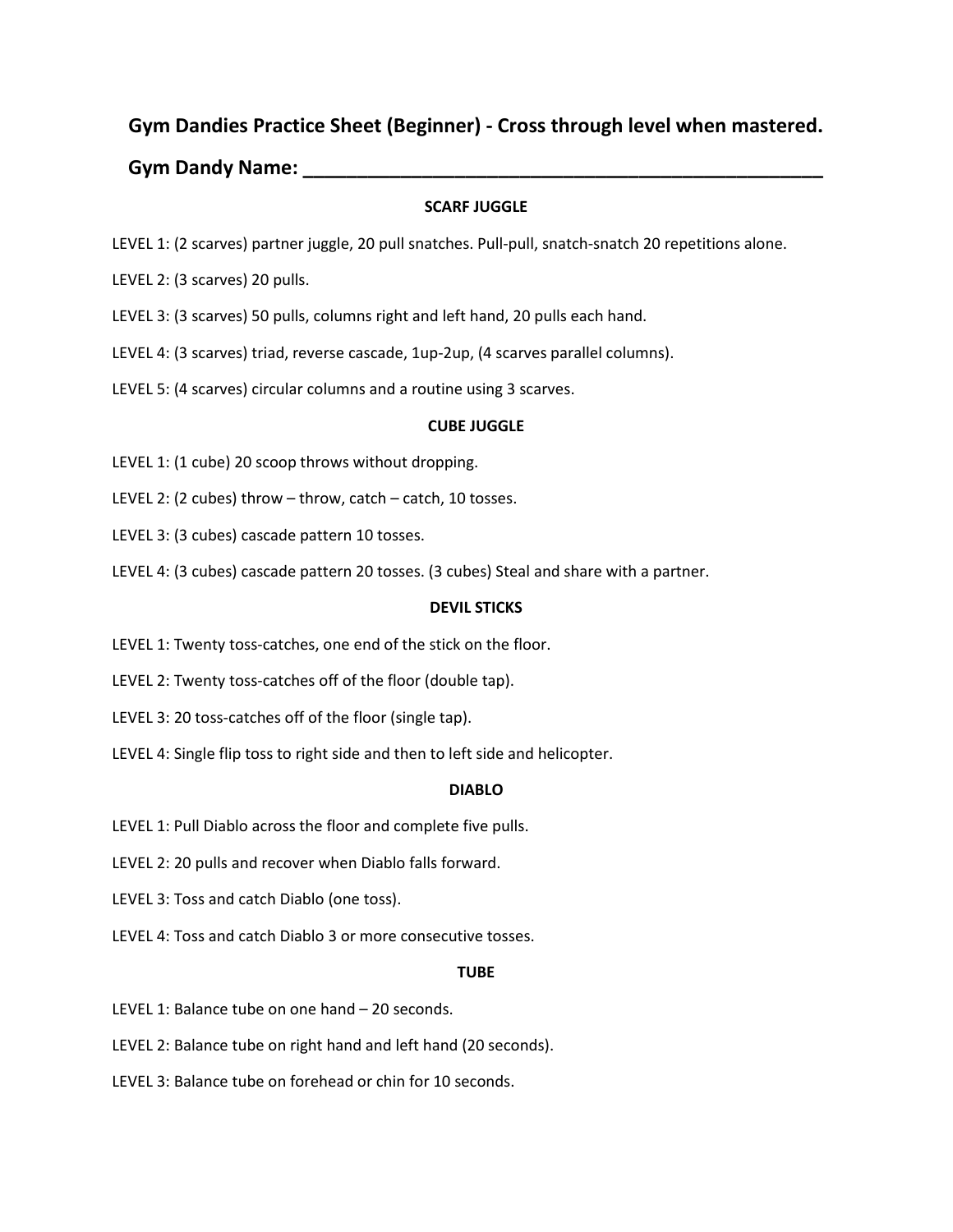## Gym Dandies Practice Sheet (Beginner) - Cross through level when mastered.

**Gym Dandy Name: ________________________________________________**

### SCARF JUGGLE

LEVEL 1: (2 scarves) partner juggle, 20 pull snatches. Pull-pull, snatch-snatch 20 repetitions alone.

LEVEL 2: (3 scarves) 20 pulls.

LEVEL 3: (3 scarves) 50 pulls, columns right and left hand, 20 pulls each hand.

LEVEL 4: (3 scarves) triad, reverse cascade, 1up-2up, (4 scarves parallel columns).

LEVEL 5: (4 scarves) circular columns and a routine using 3 scarves.

### CUBE JUGGLE

LEVEL 1: (1 cube) 20 scoop throws without dropping.

LEVEL 2: (2 cubes) throw – throw, catch – catch, 10 tosses.

LEVEL 3: (3 cubes) cascade pattern 10 tosses.

LEVEL 4: (3 cubes) cascade pattern 20 tosses. (3 cubes) Steal and share with a partner.

### DEVIL STICKS

LEVEL 1: Twenty toss-catches, one end of the stick on the floor.

LEVEL 2: Twenty toss-catches off of the floor (double tap).

LEVEL 3: 20 toss-catches off of the floor (single tap).

LEVEL 4: Single flip toss to right side and then to left side and helicopter.

### DIABLO

LEVEL 1: Pull Diablo across the floor and complete five pulls.

LEVEL 2: 20 pulls and recover when Diablo falls forward.

LEVEL 3: Toss and catch Diablo (one toss).

LEVEL 4: Toss and catch Diablo 3 or more consecutive tosses.

### TUBE

LEVEL 1: Balance tube on one hand – 20 seconds.

LEVEL 2: Balance tube on right hand and left hand (20 seconds).

LEVEL 3: Balance tube on forehead or chin for 10 seconds.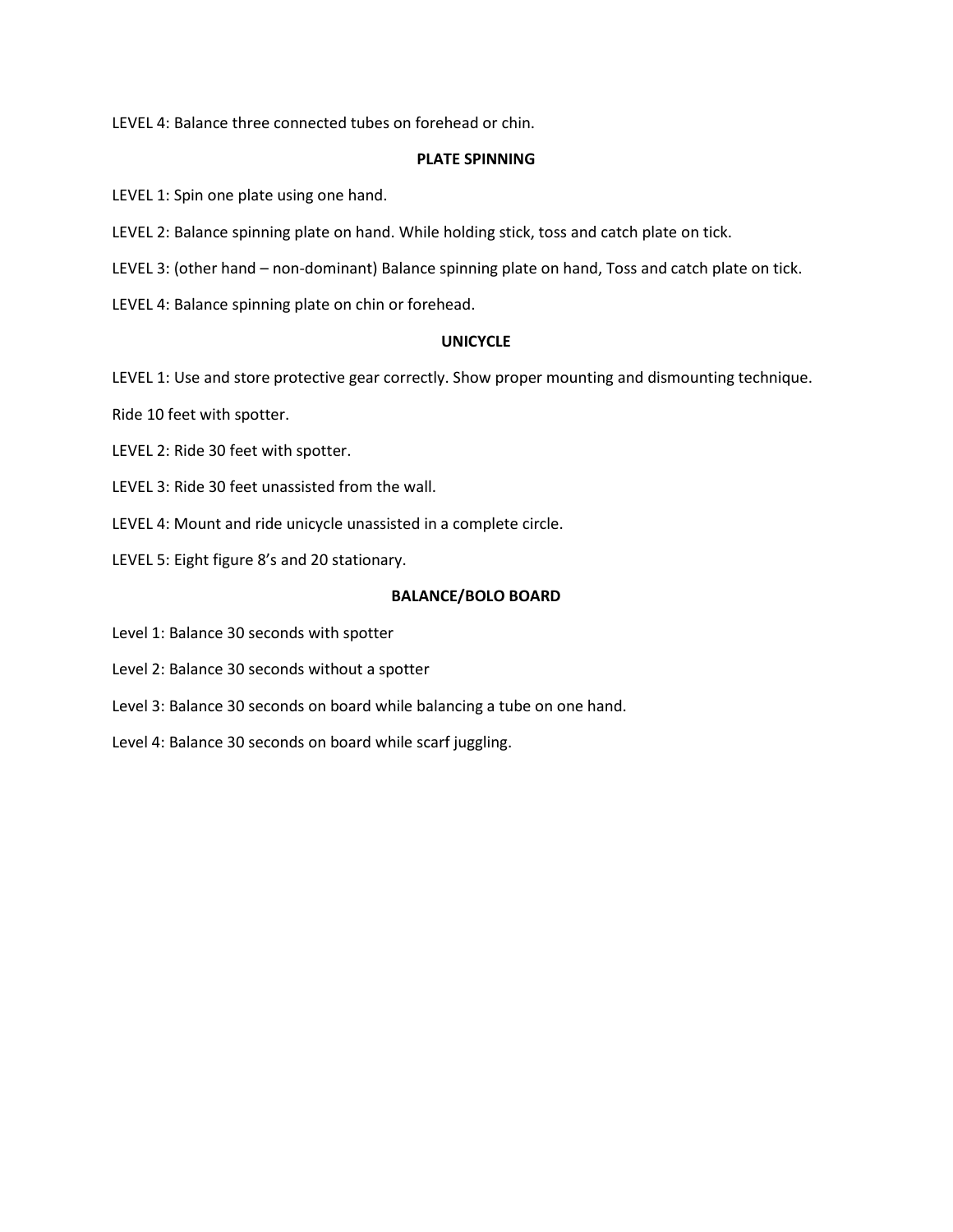LEVEL 4: Balance three connected tubes on forehead or chin.

## PLATE SPINNING

LEVEL 1: Spin one plate using one hand.

LEVEL 2: Balance spinning plate on hand. While holding stick, toss and catch plate on tick.

LEVEL 3: (other hand – non-dominant) Balance spinning plate on hand, Toss and catch plate on tick.

LEVEL 4: Balance spinning plate on chin or forehead.

## UNICYCLE

LEVEL 1: Use and store protective gear correctly. Show proper mounting and dismounting technique.

Ride 10 feet with spotter.

LEVEL 2: Ride 30 feet with spotter.

LEVEL 3: Ride 30 feet unassisted from the wall.

LEVEL 4: Mount and ride unicycle unassisted in a complete circle.

LEVEL 5: Eight figure 8's and 20 stationary.

## BALANCE/BOLO BOARD

Level 1: Balance 30 seconds with spotter

Level 2: Balance 30 seconds without a spotter

Level 3: Balance 30 seconds on board while balancing a tube on one hand.

Level 4: Balance 30 seconds on board while scarf juggling.